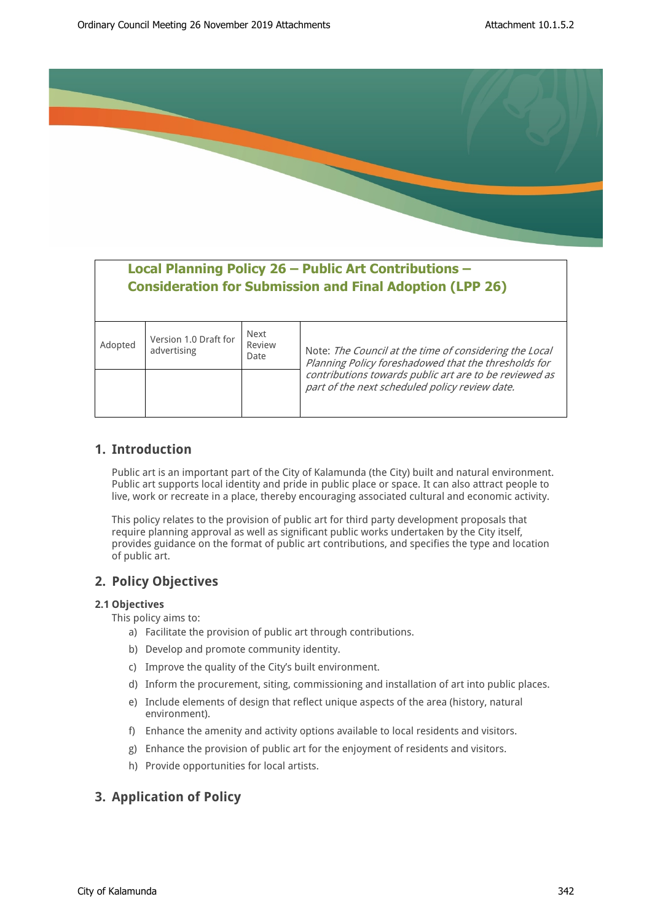# Local Planning Policy 26 – Public Art Contributions – Consideration for Submission and Final Adoption (LPP 26)

| Adopted | Version 1.0 Draft for advertising | Next Review Date | Note: *The Council at the time of considering the Local Planning Policy foreshadowed that the thresholds for contributions towards public art are to be reviewed as part of the next scheduled policy review date.* |
|---|---|---|---|
| | | | |

## 1. Introduction

Public art is an important part of the City of Kalamunda (the City) built and natural environment. Public art supports local identity and pride in public place or space. It can also attract people to live, work or recreate in a place, thereby encouraging associated cultural and economic activity.

This policy relates to the provision of public art for third party development proposals that require planning approval as well as significant public works undertaken by the City itself, provides guidance on the format of public art contributions, and specifies the type and location of public art.

## 2. Policy Objectives

### 2.1 Objectives

This policy aims to:

a) Facilitate the provision of public art through contributions.

b) Develop and promote community identity.

c) Improve the quality of the City's built environment.

d) Inform the procurement, siting, commissioning and installation of art into public places.

e) Include elements of design that reflect unique aspects of the area (history, natural environment).

f) Enhance the amenity and activity options available to local residents and visitors.

g) Enhance the provision of public art for the enjoyment of residents and visitors.

h) Provide opportunities for local artists.

## 3. Application of Policy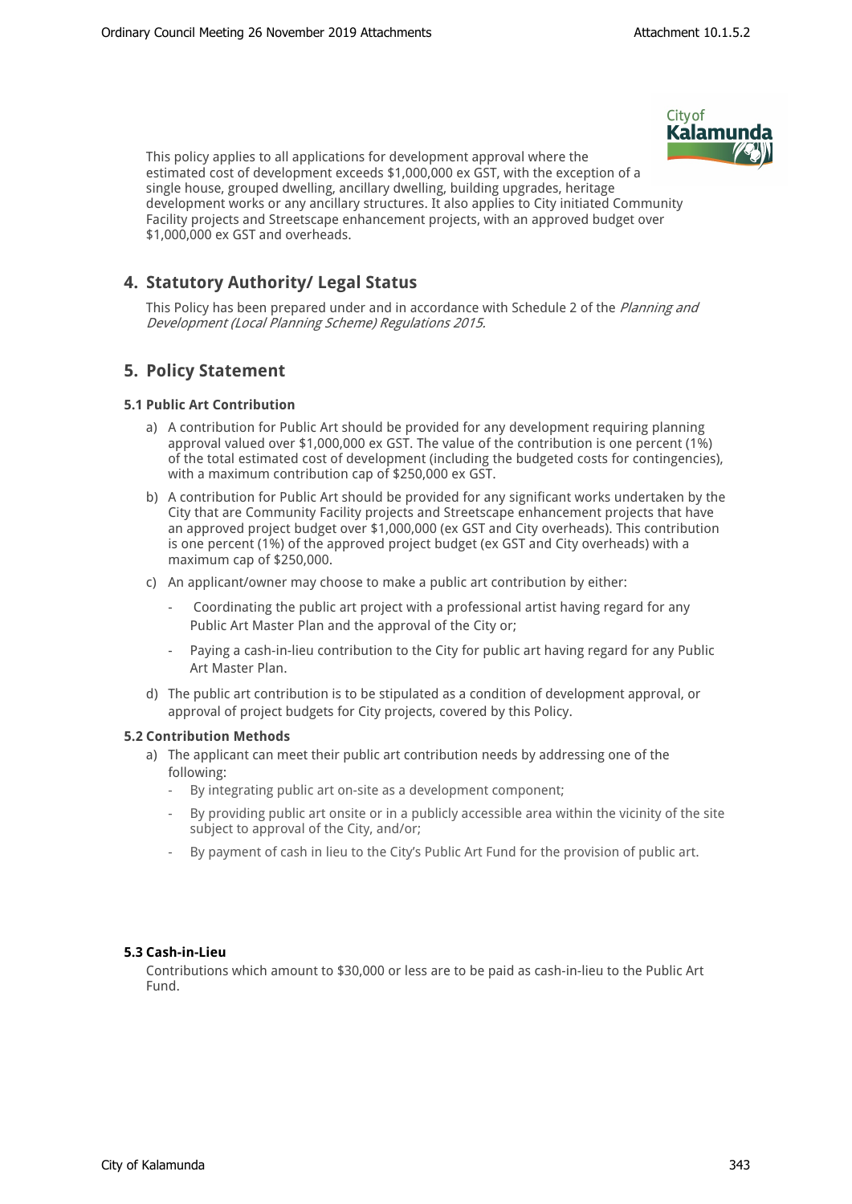This policy applies to all applications for development approval where the estimated cost of development exceeds $1,000,000 ex GST, with the exception of a single house, grouped dwelling, ancillary dwelling, building upgrades, heritage development works or any ancillary structures. It also applies to City initiated Community Facility projects and Streetscape enhancement projects, with an approved budget over $1,000,000 ex GST and overheads.

## 4. Statutory Authority/ Legal Status

This Policy has been prepared under and in accordance with Schedule 2 of the *Planning and Development (Local Planning Scheme) Regulations 2015*.

## 5. Policy Statement

### 5.1 Public Art Contribution

a) A contribution for Public Art should be provided for any development requiring planning approval valued over $1,000,000 ex GST. The value of the contribution is one percent (1%) of the total estimated cost of development (including the budgeted costs for contingencies), with a maximum contribution cap of $250,000 ex GST.

b) A contribution for Public Art should be provided for any significant works undertaken by the City that are Community Facility projects and Streetscape enhancement projects that have an approved project budget over $1,000,000 (ex GST and City overheads). This contribution is one percent (1%) of the approved project budget (ex GST and City overheads) with a maximum cap of $250,000.

c) An applicant/owner may choose to make a public art contribution by either:

- Coordinating the public art project with a professional artist having regard for any Public Art Master Plan and the approval of the City or;
- Paying a cash-in-lieu contribution to the City for public art having regard for any Public Art Master Plan.

d) The public art contribution is to be stipulated as a condition of development approval, or approval of project budgets for City projects, covered by this Policy.

### 5.2 Contribution Methods

a) The applicant can meet their public art contribution needs by addressing one of the following:

- By integrating public art on-site as a development component;
- By providing public art onsite or in a publicly accessible area within the vicinity of the site subject to approval of the City, and/or;
- By payment of cash in lieu to the City's Public Art Fund for the provision of public art.

### 5.3 Cash-in-Lieu

Contributions which amount to $30,000 or less are to be paid as cash-in-lieu to the Public Art Fund.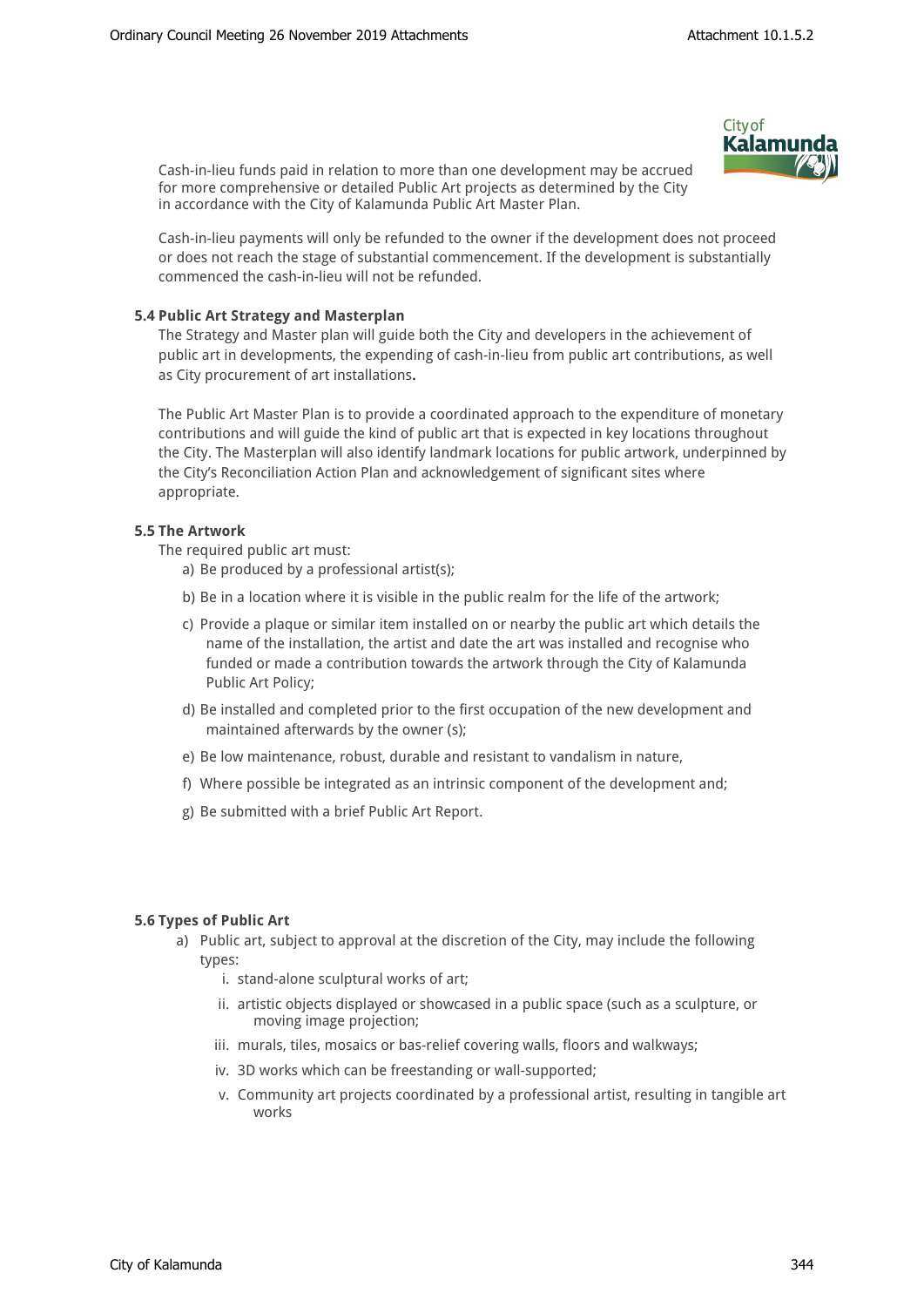Cash-in-lieu funds paid in relation to more than one development may be accrued for more comprehensive or detailed Public Art projects as determined by the City in accordance with the City of Kalamunda Public Art Master Plan.

Cash-in-lieu payments will only be refunded to the owner if the development does not proceed or does not reach the stage of substantial commencement. If the development is substantially commenced the cash-in-lieu will not be refunded.

**5.4 Public Art Strategy and Masterplan**

The Strategy and Master plan will guide both the City and developers in the achievement of public art in developments, the expending of cash-in-lieu from public art contributions, as well as City procurement of art installations**.**

The Public Art Master Plan is to provide a coordinated approach to the expenditure of monetary contributions and will guide the kind of public art that is expected in key locations throughout the City. The Masterplan will also identify landmark locations for public artwork, underpinned by the City's Reconciliation Action Plan and acknowledgement of significant sites where appropriate.

**5.5 The Artwork**

The required public art must:

a) Be produced by a professional artist(s);

b) Be in a location where it is visible in the public realm for the life of the artwork;

c) Provide a plaque or similar item installed on or nearby the public art which details the name of the installation, the artist and date the art was installed and recognise who funded or made a contribution towards the artwork through the City of Kalamunda Public Art Policy;

d) Be installed and completed prior to the first occupation of the new development and maintained afterwards by the owner (s);

e) Be low maintenance, robust, durable and resistant to vandalism in nature,

f) Where possible be integrated as an intrinsic component of the development and;

g) Be submitted with a brief Public Art Report.

**5.6 Types of Public Art**

a) Public art, subject to approval at the discretion of the City, may include the following types:

i. stand-alone sculptural works of art;

ii. artistic objects displayed or showcased in a public space (such as a sculpture, or moving image projection;

iii. murals, tiles, mosaics or bas-relief covering walls, floors and walkways;

iv. 3D works which can be freestanding or wall-supported;

v. Community art projects coordinated by a professional artist, resulting in tangible art works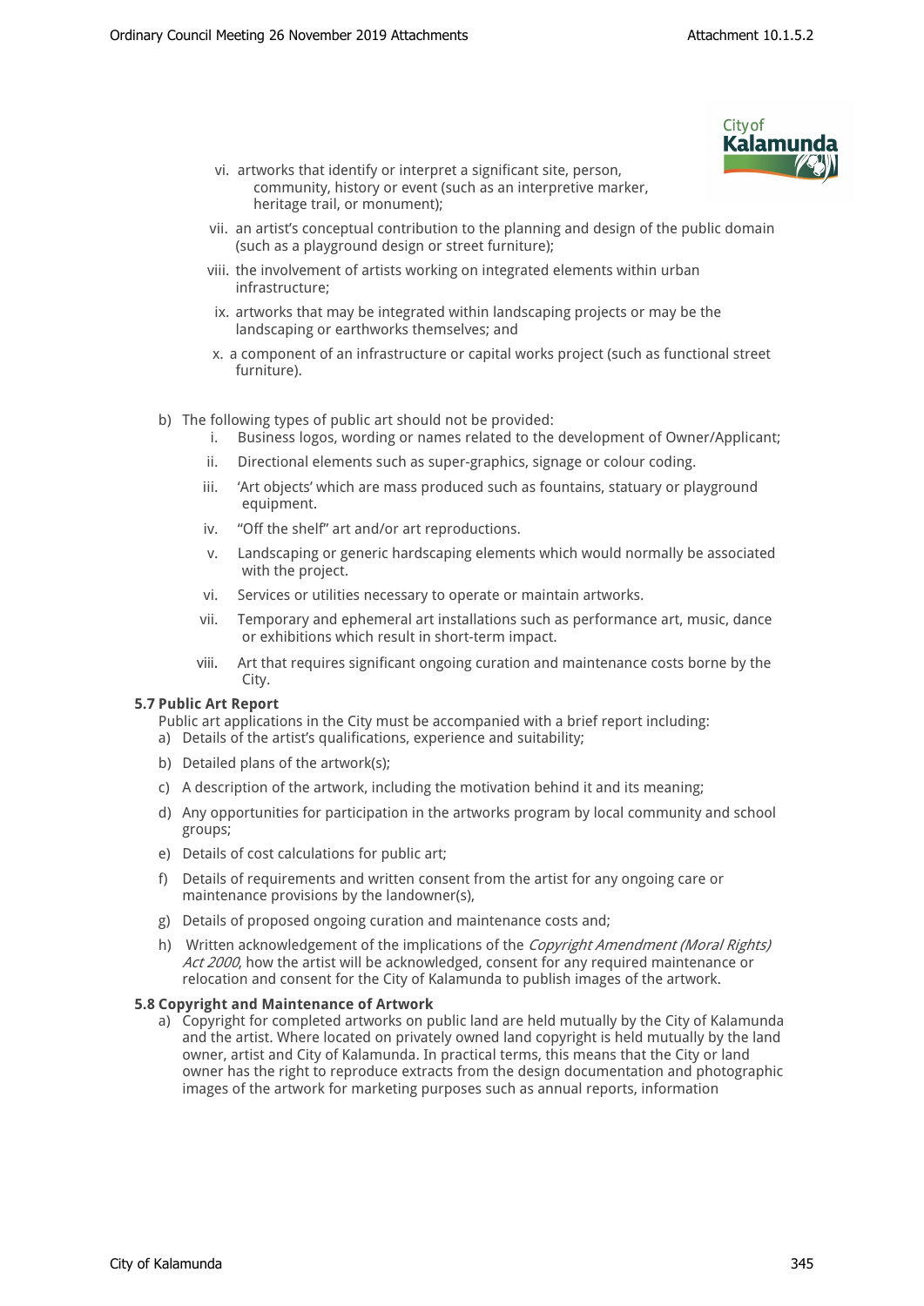vi. artworks that identify or interpret a significant site, person, community, history or event (such as an interpretive marker, heritage trail, or monument);

vii. an artist's conceptual contribution to the planning and design of the public domain (such as a playground design or street furniture);

viii. the involvement of artists working on integrated elements within urban infrastructure;

ix. artworks that may be integrated within landscaping projects or may be the landscaping or earthworks themselves; and

x. a component of an infrastructure or capital works project (such as functional street furniture).

b) The following types of public art should not be provided:

i. Business logos, wording or names related to the development of Owner/Applicant;

ii. Directional elements such as super-graphics, signage or colour coding.

iii. 'Art objects' which are mass produced such as fountains, statuary or playground equipment.

iv. "Off the shelf" art and/or art reproductions.

v. Landscaping or generic hardscaping elements which would normally be associated with the project.

vi. Services or utilities necessary to operate or maintain artworks.

vii. Temporary and ephemeral art installations such as performance art, music, dance or exhibitions which result in short-term impact.

viii. Art that requires significant ongoing curation and maintenance costs borne by the City.

**5.7 Public Art Report**

Public art applications in the City must be accompanied with a brief report including:

a) Details of the artist's qualifications, experience and suitability;

b) Detailed plans of the artwork(s);

c) A description of the artwork, including the motivation behind it and its meaning;

d) Any opportunities for participation in the artworks program by local community and school groups;

e) Details of cost calculations for public art;

f) Details of requirements and written consent from the artist for any ongoing care or maintenance provisions by the landowner(s),

g) Details of proposed ongoing curation and maintenance costs and;

h) Written acknowledgement of the implications of the *Copyright Amendment (Moral Rights) Act 2000*, how the artist will be acknowledged, consent for any required maintenance or relocation and consent for the City of Kalamunda to publish images of the artwork.

**5.8 Copyright and Maintenance of Artwork**

a) Copyright for completed artworks on public land are held mutually by the City of Kalamunda and the artist. Where located on privately owned land copyright is held mutually by the land owner, artist and City of Kalamunda. In practical terms, this means that the City or land owner has the right to reproduce extracts from the design documentation and photographic images of the artwork for marketing purposes such as annual reports, information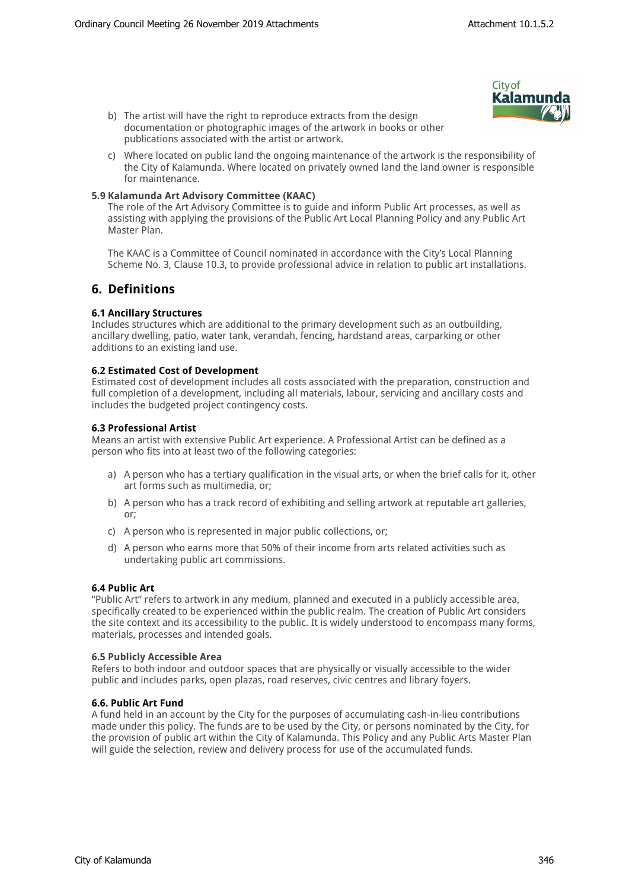b) The artist will have the right to reproduce extracts from the design documentation or photographic images of the artwork in books or other publications associated with the artist or artwork.

c) Where located on public land the ongoing maintenance of the artwork is the responsibility of the City of Kalamunda. Where located on privately owned land the land owner is responsible for maintenance.

**5.9 Kalamunda Art Advisory Committee (KAAC)**

The role of the Art Advisory Committee is to guide and inform Public Art processes, as well as assisting with applying the provisions of the Public Art Local Planning Policy and any Public Art Master Plan.

The KAAC is a Committee of Council nominated in accordance with the City's Local Planning Scheme No. 3, Clause 10.3, to provide professional advice in relation to public art installations.

## 6. Definitions

**6.1 Ancillary Structures**

Includes structures which are additional to the primary development such as an outbuilding, ancillary dwelling, patio, water tank, verandah, fencing, hardstand areas, carparking or other additions to an existing land use.

**6.2 Estimated Cost of Development**

Estimated cost of development includes all costs associated with the preparation, construction and full completion of a development, including all materials, labour, servicing and ancillary costs and includes the budgeted project contingency costs.

**6.3 Professional Artist**

Means an artist with extensive Public Art experience. A Professional Artist can be defined as a person who fits into at least two of the following categories:

a) A person who has a tertiary qualification in the visual arts, or when the brief calls for it, other art forms such as multimedia, or;

b) A person who has a track record of exhibiting and selling artwork at reputable art galleries, or;

c) A person who is represented in major public collections, or;

d) A person who earns more that 50% of their income from arts related activities such as undertaking public art commissions.

**6.4 Public Art**

"Public Art" refers to artwork in any medium, planned and executed in a publicly accessible area, specifically created to be experienced within the public realm. The creation of Public Art considers the site context and its accessibility to the public. It is widely understood to encompass many forms, materials, processes and intended goals.

**6.5 Publicly Accessible Area**

Refers to both indoor and outdoor spaces that are physically or visually accessible to the wider public and includes parks, open plazas, road reserves, civic centres and library foyers.

**6.6. Public Art Fund**

A fund held in an account by the City for the purposes of accumulating cash-in-lieu contributions made under this policy. The funds are to be used by the City, or persons nominated by the City, for the provision of public art within the City of Kalamunda. This Policy and any Public Arts Master Plan will guide the selection, review and delivery process for use of the accumulated funds.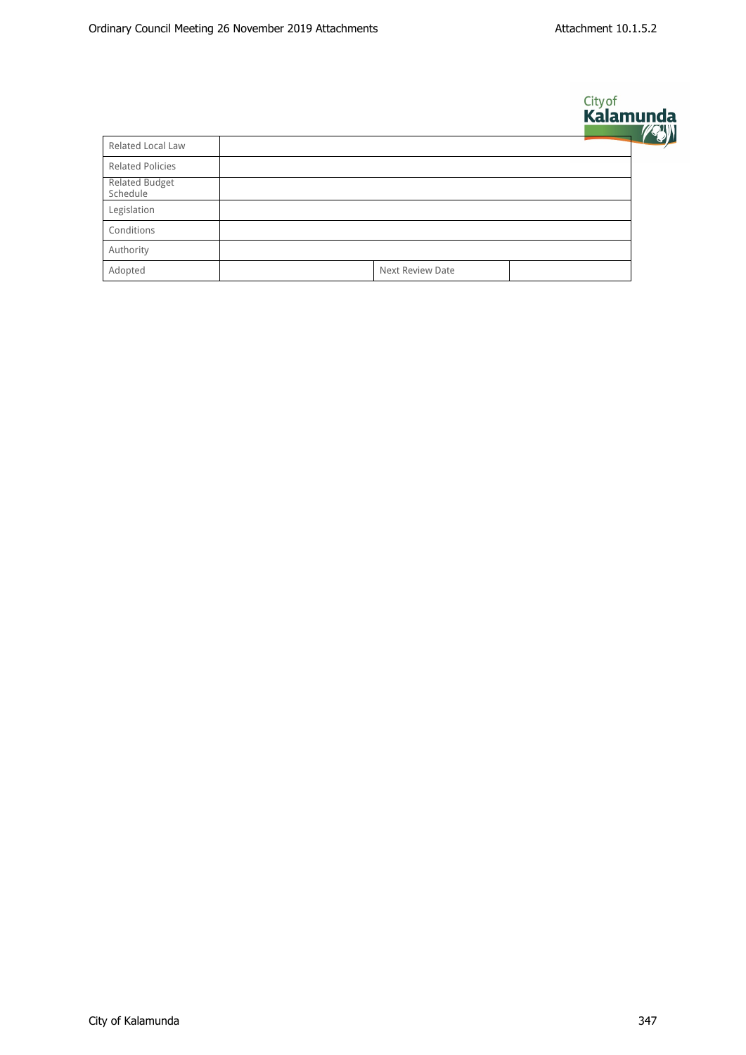| | | | |
|---|---|---|---|
| Related Local Law | | | |
| Related Policies | | | |
| Related Budget Schedule | | | |
| Legislation | | | |
| Conditions | | | |
| Authority | | | |
| Adopted | | Next Review Date | |